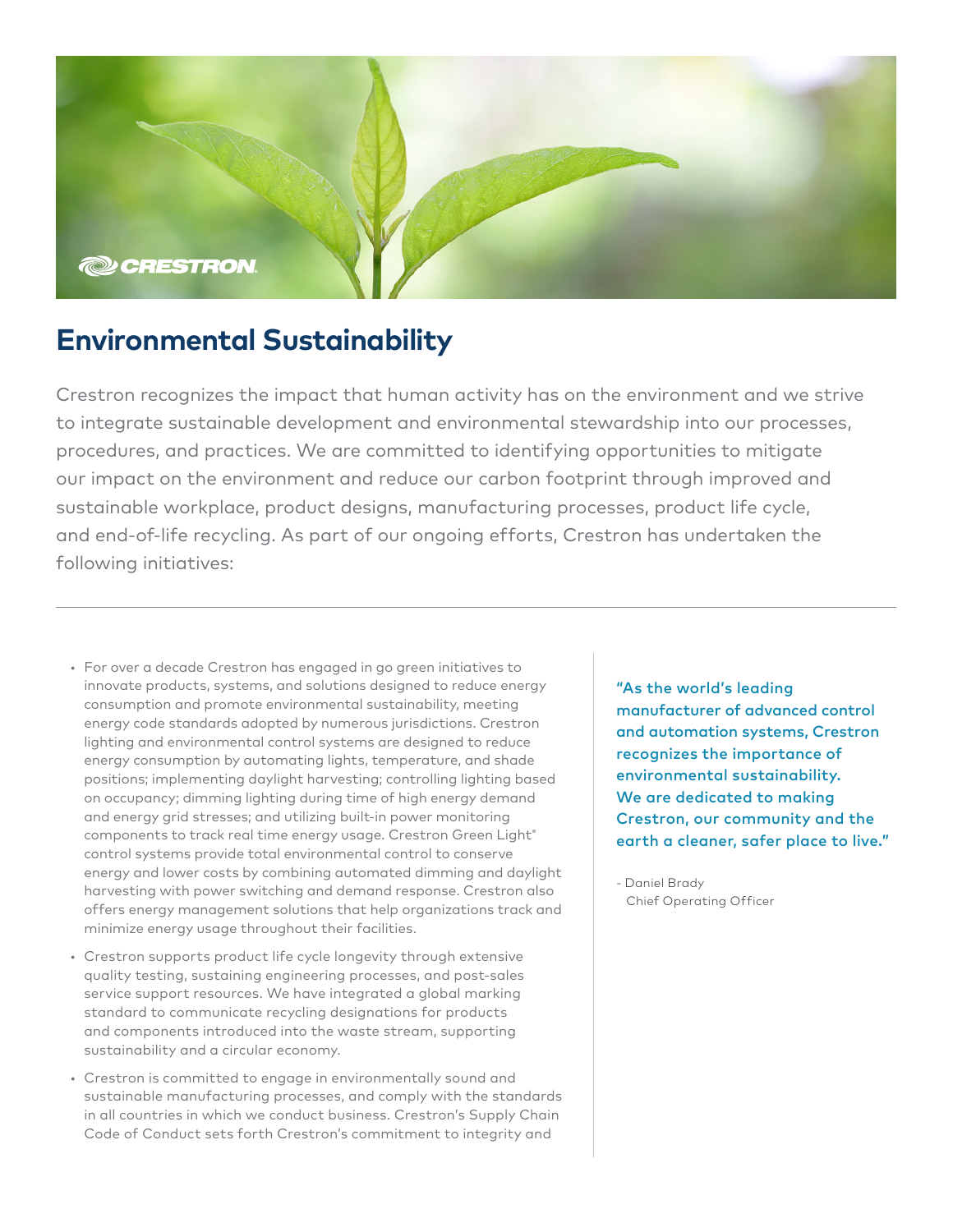# Environmental Sustainability

Crestron recognizes the impact that human activity has on the environment and we strive to integrate sustainable development and environmental stewardship into our processes, procedures, and practices. We are committed to identifying opportunities to mitigate our impact on the environment and reduce our carbon footprint through improved and sustainable workplace, product designs, manufacturing processes, product life cycle, and end-of-life recycling. As part of our ongoing efforts, Crestron has undertaken the following initiatives:

---

- For over a decade Crestron has engaged in go green initiatives to innovate products, systems, and solutions designed to reduce energy consumption and promote environmental sustainability, meeting energy code standards adopted by numerous jurisdictions. Crestron lighting and environmental control systems are designed to reduce energy consumption by automating lights, temperature, and shade positions; implementing daylight harvesting; controlling lighting based on occupancy; dimming lighting during time of high energy demand and energy grid stresses; and utilizing built-in power monitoring components to track real time energy usage. Crestron Green Light® control systems provide total environmental control to conserve energy and lower costs by combining automated dimming and daylight harvesting with power switching and demand response. Crestron also offers energy management solutions that help organizations track and minimize energy usage throughout their facilities.
- Crestron supports product life cycle longevity through extensive quality testing, sustaining engineering processes, and post-sales service support resources. We have integrated a global marking standard to communicate recycling designations for products and components introduced into the waste stream, supporting sustainability and a circular economy.
- Crestron is committed to engage in environmentally sound and sustainable manufacturing processes, and comply with the standards in all countries in which we conduct business. Crestron's Supply Chain Code of Conduct sets forth Crestron's commitment to integrity and

"As the world's leading manufacturer of advanced control and automation systems, Crestron recognizes the importance of environmental sustainability. We are dedicated to making Crestron, our community and the earth a cleaner, safer place to live."

- Daniel Brady
  Chief Operating Officer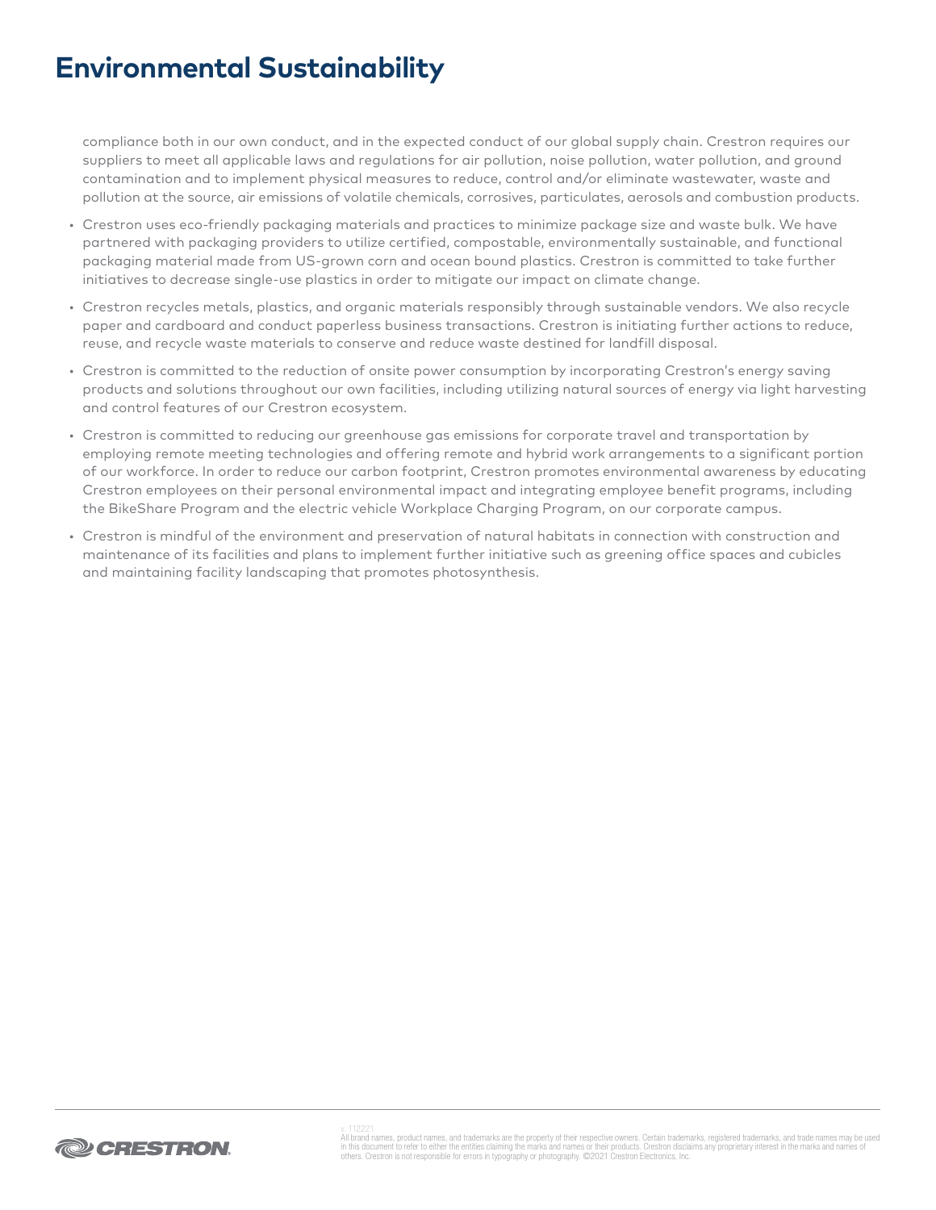# Environmental Sustainability

compliance both in our own conduct, and in the expected conduct of our global supply chain. Crestron requires our suppliers to meet all applicable laws and regulations for air pollution, noise pollution, water pollution, and ground contamination and to implement physical measures to reduce, control and/or eliminate wastewater, waste and pollution at the source, air emissions of volatile chemicals, corrosives, particulates, aerosols and combustion products.

- Crestron uses eco-friendly packaging materials and practices to minimize package size and waste bulk. We have partnered with packaging providers to utilize certified, compostable, environmentally sustainable, and functional packaging material made from US-grown corn and ocean bound plastics. Crestron is committed to take further initiatives to decrease single-use plastics in order to mitigate our impact on climate change.
- Crestron recycles metals, plastics, and organic materials responsibly through sustainable vendors. We also recycle paper and cardboard and conduct paperless business transactions. Crestron is initiating further actions to reduce, reuse, and recycle waste materials to conserve and reduce waste destined for landfill disposal.
- Crestron is committed to the reduction of onsite power consumption by incorporating Crestron's energy saving products and solutions throughout our own facilities, including utilizing natural sources of energy via light harvesting and control features of our Crestron ecosystem.
- Crestron is committed to reducing our greenhouse gas emissions for corporate travel and transportation by employing remote meeting technologies and offering remote and hybrid work arrangements to a significant portion of our workforce. In order to reduce our carbon footprint, Crestron promotes environmental awareness by educating Crestron employees on their personal environmental impact and integrating employee benefit programs, including the BikeShare Program and the electric vehicle Workplace Charging Program, on our corporate campus.
- Crestron is mindful of the environment and preservation of natural habitats in connection with construction and maintenance of its facilities and plans to implement further initiative such as greening office spaces and cubicles and maintaining facility landscaping that promotes photosynthesis.

v. 112221
All brand names, product names, and trademarks are the property of their respective owners. Certain trademarks, registered trademarks, and trade names may be used in this document to refer to either the entities claiming the marks and names or their products. Crestron disclaims any proprietary interest in the marks and names of others. Crestron is not responsible for errors in typography or photography. ©2021 Crestron Electronics, Inc.